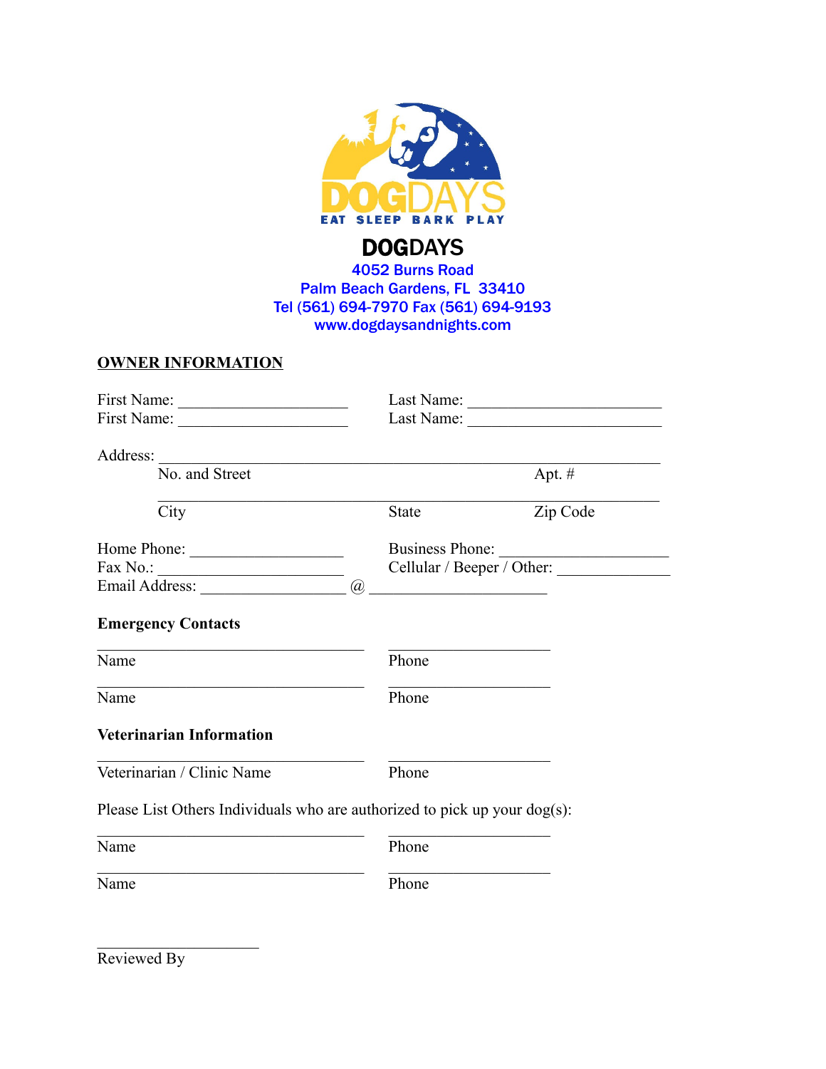DOGDAYS

EAT SLEEP BARK PLAY

# DOGDAYS

4052 Burns Road
Palm Beach Gardens, FL 33410
Tel (561) 694-7970 Fax (561) 694-9193
www.dogdaysandnights.com

## OWNER INFORMATION

First Name: ____________________ Last Name: ______________________
First Name: ____________________ Last Name: ______________________

Address: ____________________________________________________________
No. and Street Apt. #

____________________________________________________________
City State Zip Code

Home Phone: __________________ Business Phone: ____________________
Fax No.: ______________________ Cellular / Beeper / Other: ____________
Email Address: _________________ @ _____________________

### Emergency Contacts

______________________________ ___________________
Name Phone

______________________________ ___________________
Name Phone

### Veterinarian Information

______________________________ ___________________
Veterinarian / Clinic Name Phone

Please List Others Individuals who are authorized to pick up your dog(s):

______________________________ ___________________
Name Phone

______________________________ ___________________
Name Phone

___________________
Reviewed By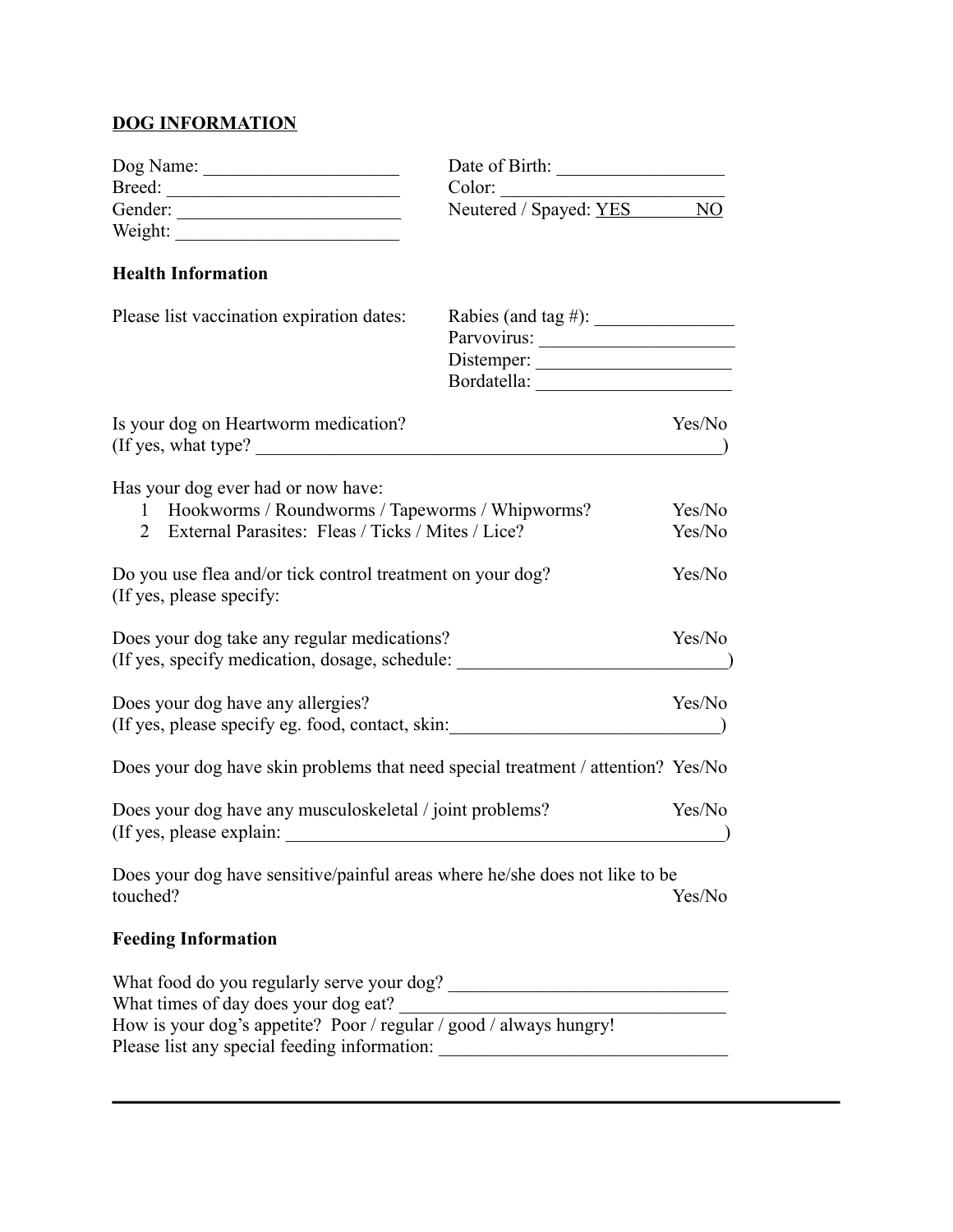## DOG INFORMATION

Dog Name: _____________________ Date of Birth: __________________
Breed: _________________________ Color: ________________________
Gender: ________________________ Neutered / Spayed: YES NO
Weight: ________________________

### Health Information

Please list vaccination expiration dates:
Rabies (and tag #): _______________
Parvovirus: _____________________
Distemper: _____________________
Bordatella: _____________________

Is your dog on Heartworm medication? Yes/No
(If yes, what type? ___________________________________________________)

Has your dog ever had or now have:

1. Hookworms / Roundworms / Tapeworms / Whipworms? Yes/No
2. External Parasites: Fleas / Ticks / Mites / Lice? Yes/No

Do you use flea and/or tick control treatment on your dog? Yes/No
(If yes, please specify:

Does your dog take any regular medications? Yes/No
(If yes, specify medication, dosage, schedule: ____________________________)

Does your dog have any allergies? Yes/No
(If yes, please specify eg. food, contact, skin:____________________________)

Does your dog have skin problems that need special treatment / attention? Yes/No

Does your dog have any musculoskeletal / joint problems? Yes/No
(If yes, please explain: ________________________________________________)

Does your dog have sensitive/painful areas where he/she does not like to be touched? Yes/No

### Feeding Information

What food do you regularly serve your dog? ______________________________
What times of day does your dog eat? __________________________________
How is your dog's appetite? Poor / regular / good / always hungry!
Please list any special feeding information: _______________________________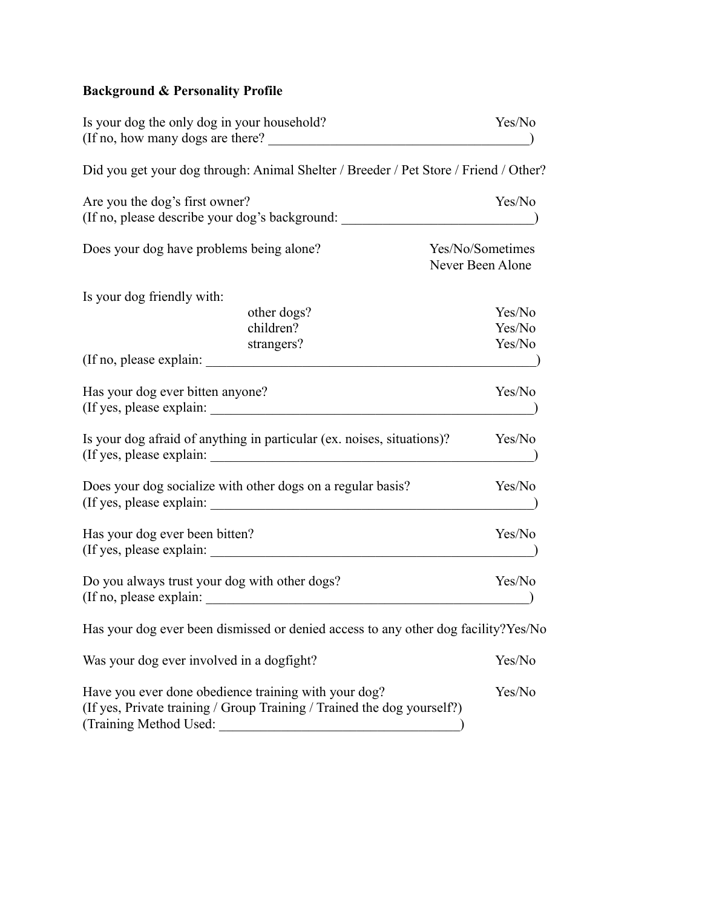**Background & Personality Profile**

Is your dog the only dog in your household? Yes/No
(If no, how many dogs are there? ______________________________________)

Did you get your dog through: Animal Shelter / Breeder / Pet Store / Friend / Other?

Are you the dog's first owner? Yes/No
(If no, please describe your dog's background: ____________________________)

Does your dog have problems being alone? Yes/No/Sometimes
Never Been Alone

Is your dog friendly with:

- other dogs? Yes/No
- children? Yes/No
- strangers? Yes/No

(If no, please explain: _________________________________________________)

Has your dog ever bitten anyone? Yes/No
(If yes, please explain: ________________________________________________)

Is your dog afraid of anything in particular (ex. noises, situations)? Yes/No
(If yes, please explain: ________________________________________________)

Does your dog socialize with other dogs on a regular basis? Yes/No
(If yes, please explain: ________________________________________________)

Has your dog ever been bitten? Yes/No
(If yes, please explain: ________________________________________________)

Do you always trust your dog with other dogs? Yes/No
(If no, please explain: _________________________________________________)

Has your dog ever been dismissed or denied access to any other dog facility? Yes/No

Was your dog ever involved in a dogfight? Yes/No

Have you ever done obedience training with your dog? Yes/No
(If yes, Private training / Group Training / Trained the dog yourself?)
(Training Method Used: ___________________________________)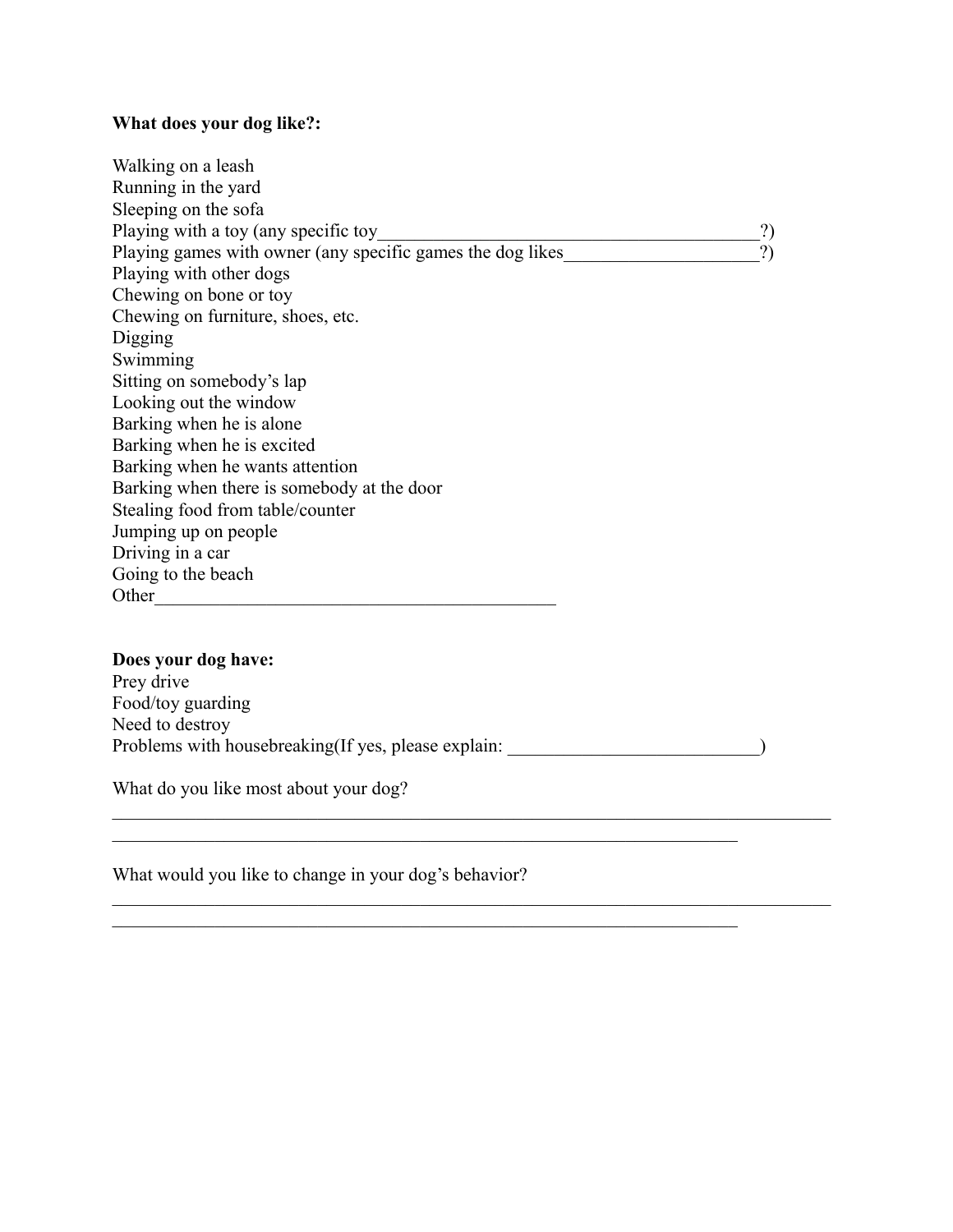**What does your dog like?:**

Walking on a leash
Running in the yard
Sleeping on the sofa
Playing with a toy (any specific toy_____________________________________________?)
Playing games with owner (any specific games the dog likes_____________________?)
Playing with other dogs
Chewing on bone or toy
Chewing on furniture, shoes, etc.
Digging
Swimming
Sitting on somebody's lap
Looking out the window
Barking when he is alone
Barking when he is excited
Barking when he wants attention
Barking when there is somebody at the door
Stealing food from table/counter
Jumping up on people
Driving in a car
Going to the beach
Other_____________________________________________

**Does your dog have:**
Prey drive
Food/toy guarding
Need to destroy
Problems with housebreaking(If yes, please explain: ___________________________)

What do you like most about your dog?
_______________________________________________________________________________
______________________________________________________________________

What would you like to change in your dog's behavior?
_______________________________________________________________________________
______________________________________________________________________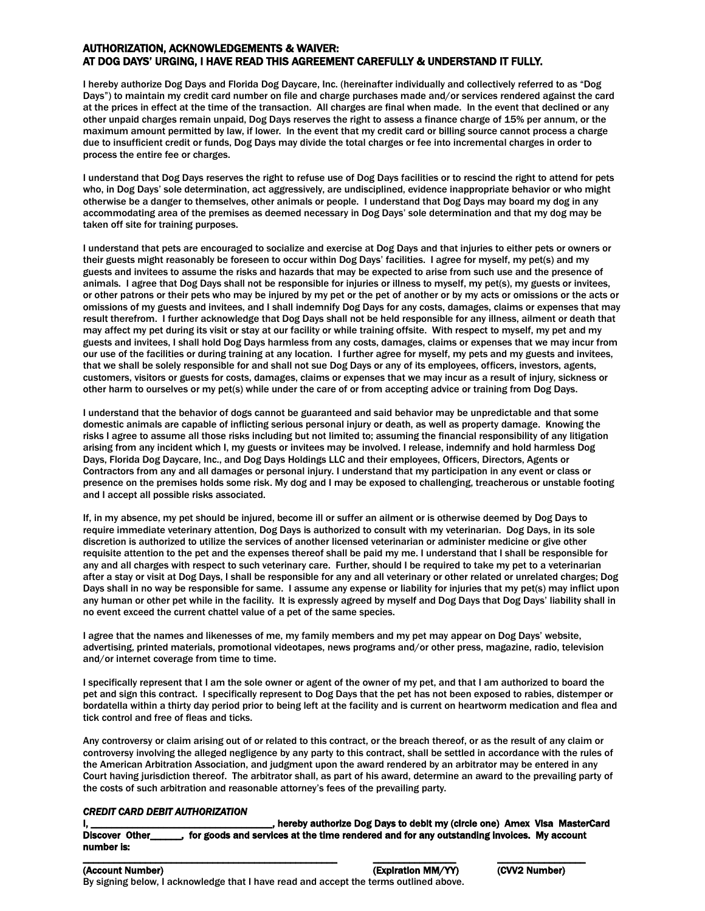## AUTHORIZATION, ACKNOWLEDGEMENTS & WAIVER:
## AT DOG DAYS' URGING, I HAVE READ THIS AGREEMENT CAREFULLY & UNDERSTAND IT FULLY.

I hereby authorize Dog Days and Florida Dog Daycare, Inc. (hereinafter individually and collectively referred to as "Dog Days") to maintain my credit card number on file and charge purchases made and/or services rendered against the card at the prices in effect at the time of the transaction. All charges are final when made. In the event that declined or any other unpaid charges remain unpaid, Dog Days reserves the right to assess a finance charge of 15% per annum, or the maximum amount permitted by law, if lower. In the event that my credit card or billing source cannot process a charge due to insufficient credit or funds, Dog Days may divide the total charges or fee into incremental charges in order to process the entire fee or charges.

I understand that Dog Days reserves the right to refuse use of Dog Days facilities or to rescind the right to attend for pets who, in Dog Days' sole determination, act aggressively, are undisciplined, evidence inappropriate behavior or who might otherwise be a danger to themselves, other animals or people. I understand that Dog Days may board my dog in any accommodating area of the premises as deemed necessary in Dog Days' sole determination and that my dog may be taken off site for training purposes.

I understand that pets are encouraged to socialize and exercise at Dog Days and that injuries to either pets or owners or their guests might reasonably be foreseen to occur within Dog Days' facilities. I agree for myself, my pet(s) and my guests and invitees to assume the risks and hazards that may be expected to arise from such use and the presence of animals. I agree that Dog Days shall not be responsible for injuries or illness to myself, my pet(s), my guests or invitees, or other patrons or their pets who may be injured by my pet or the pet of another or by my acts or omissions or the acts or omissions of my guests and invitees, and I shall indemnify Dog Days for any costs, damages, claims or expenses that may result therefrom. I further acknowledge that Dog Days shall not be held responsible for any illness, ailment or death that may affect my pet during its visit or stay at our facility or while training offsite. With respect to myself, my pet and my guests and invitees, I shall hold Dog Days harmless from any costs, damages, claims or expenses that we may incur from our use of the facilities or during training at any location. I further agree for myself, my pets and my guests and invitees, that we shall be solely responsible for and shall not sue Dog Days or any of its employees, officers, investors, agents, customers, visitors or guests for costs, damages, claims or expenses that we may incur as a result of injury, sickness or other harm to ourselves or my pet(s) while under the care of or from accepting advice or training from Dog Days.

I understand that the behavior of dogs cannot be guaranteed and said behavior may be unpredictable and that some domestic animals are capable of inflicting serious personal injury or death, as well as property damage. Knowing the risks I agree to assume all those risks including but not limited to; assuming the financial responsibility of any litigation arising from any incident which I, my guests or invitees may be involved. I release, indemnify and hold harmless Dog Days, Florida Dog Daycare, Inc., and Dog Days Holdings LLC and their employees, Officers, Directors, Agents or Contractors from any and all damages or personal injury. I understand that my participation in any event or class or presence on the premises holds some risk. My dog and I may be exposed to challenging, treacherous or unstable footing and I accept all possible risks associated.

If, in my absence, my pet should be injured, become ill or suffer an ailment or is otherwise deemed by Dog Days to require immediate veterinary attention, Dog Days is authorized to consult with my veterinarian. Dog Days, in its sole discretion is authorized to utilize the services of another licensed veterinarian or administer medicine or give other requisite attention to the pet and the expenses thereof shall be paid my me. I understand that I shall be responsible for any and all charges with respect to such veterinary care. Further, should I be required to take my pet to a veterinarian after a stay or visit at Dog Days, I shall be responsible for any and all veterinary or other related or unrelated charges; Dog Days shall in no way be responsible for same. I assume any expense or liability for injuries that my pet(s) may inflict upon any human or other pet while in the facility. It is expressly agreed by myself and Dog Days that Dog Days' liability shall in no event exceed the current chattel value of a pet of the same species.

I agree that the names and likenesses of me, my family members and my pet may appear on Dog Days' website, advertising, printed materials, promotional videotapes, news programs and/or other press, magazine, radio, television and/or internet coverage from time to time.

I specifically represent that I am the sole owner or agent of the owner of my pet, and that I am authorized to board the pet and sign this contract. I specifically represent to Dog Days that the pet has not been exposed to rabies, distemper or bordatella within a thirty day period prior to being left at the facility and is current on heartworm medication and flea and tick control and free of fleas and ticks.

Any controversy or claim arising out of or related to this contract, or the breach thereof, or as the result of any claim or controversy involving the alleged negligence by any party to this contract, shall be settled in accordance with the rules of the American Arbitration Association, and judgment upon the award rendered by an arbitrator may be entered in any Court having jurisdiction thereof. The arbitrator shall, as part of his award, determine an award to the prevailing party of the costs of such arbitration and reasonable attorney's fees of the prevailing party.

***CREDIT CARD DEBIT AUTHORIZATION***

**I, ________________________________, hereby authorize Dog Days to debit my (circle one) Amex Visa MasterCard Discover Other______, for goods and services at the time rendered and for any outstanding invoices. My account number is:**

**________________________________________ ______________ ______________**

**(Account Number) (Expiration MM/YY) (CVV2 Number)**

By signing below, I acknowledge that I have read and accept the terms outlined above.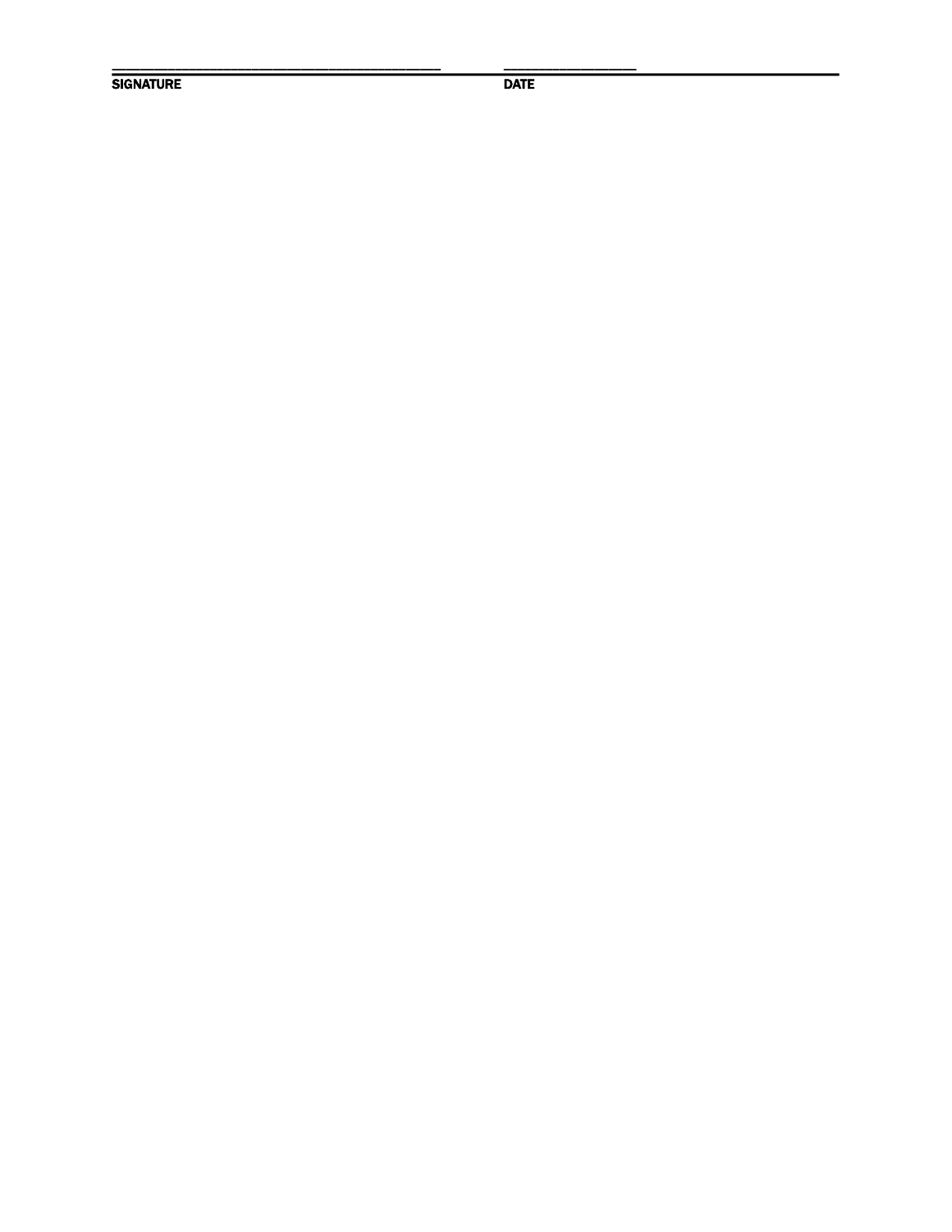| ________________________________________ | _______________ |
| --- | --- |
| **SIGNATURE** | **DATE** |